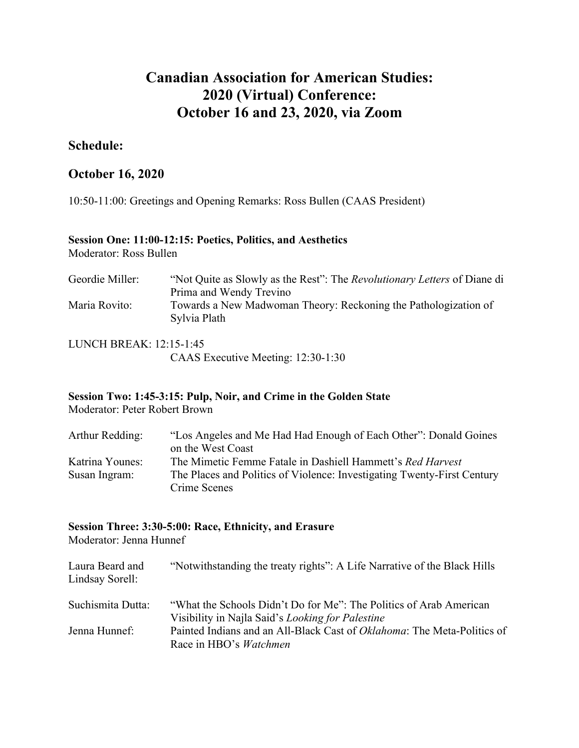# Canadian Association for American Studies: 2020 (Virtual) Conference: October 16 and 23, 2020, via Zoom

## Schedule:

## October 16, 2020

10:50-11:00: Greetings and Opening Remarks: Ross Bullen (CAAS President)

**Session One: 11:00-12:15: Poetics, Politics, and Aesthetics**
Moderator: Ross Bullen

| | |
|---|---|
| Geordie Miller: | "Not Quite as Slowly as the Rest": The *Revolutionary Letters* of Diane di Prima and Wendy Trevino |
| Maria Rovito: | Towards a New Madwoman Theory: Reckoning the Pathologization of Sylvia Plath |

LUNCH BREAK: 12:15-1:45
CAAS Executive Meeting: 12:30-1:30

**Session Two: 1:45-3:15: Pulp, Noir, and Crime in the Golden State**
Moderator: Peter Robert Brown

| | |
|---|---|
| Arthur Redding: | "Los Angeles and Me Had Had Enough of Each Other": Donald Goines on the West Coast |
| Katrina Younes: | The Mimetic Femme Fatale in Dashiell Hammett's *Red Harvest* |
| Susan Ingram: | The Places and Politics of Violence: Investigating Twenty-First Century Crime Scenes |

**Session Three: 3:30-5:00: Race, Ethnicity, and Erasure**
Moderator: Jenna Hunnef

| | |
|---|---|
| Laura Beard and Lindsay Sorell: | "Notwithstanding the treaty rights": A Life Narrative of the Black Hills |
| Suchismita Dutta: | "What the Schools Didn't Do for Me": The Politics of Arab American Visibility in Najla Said's *Looking for Palestine* |
| Jenna Hunnef: | Painted Indians and an All-Black Cast of *Oklahoma*: The Meta-Politics of Race in HBO's *Watchmen* |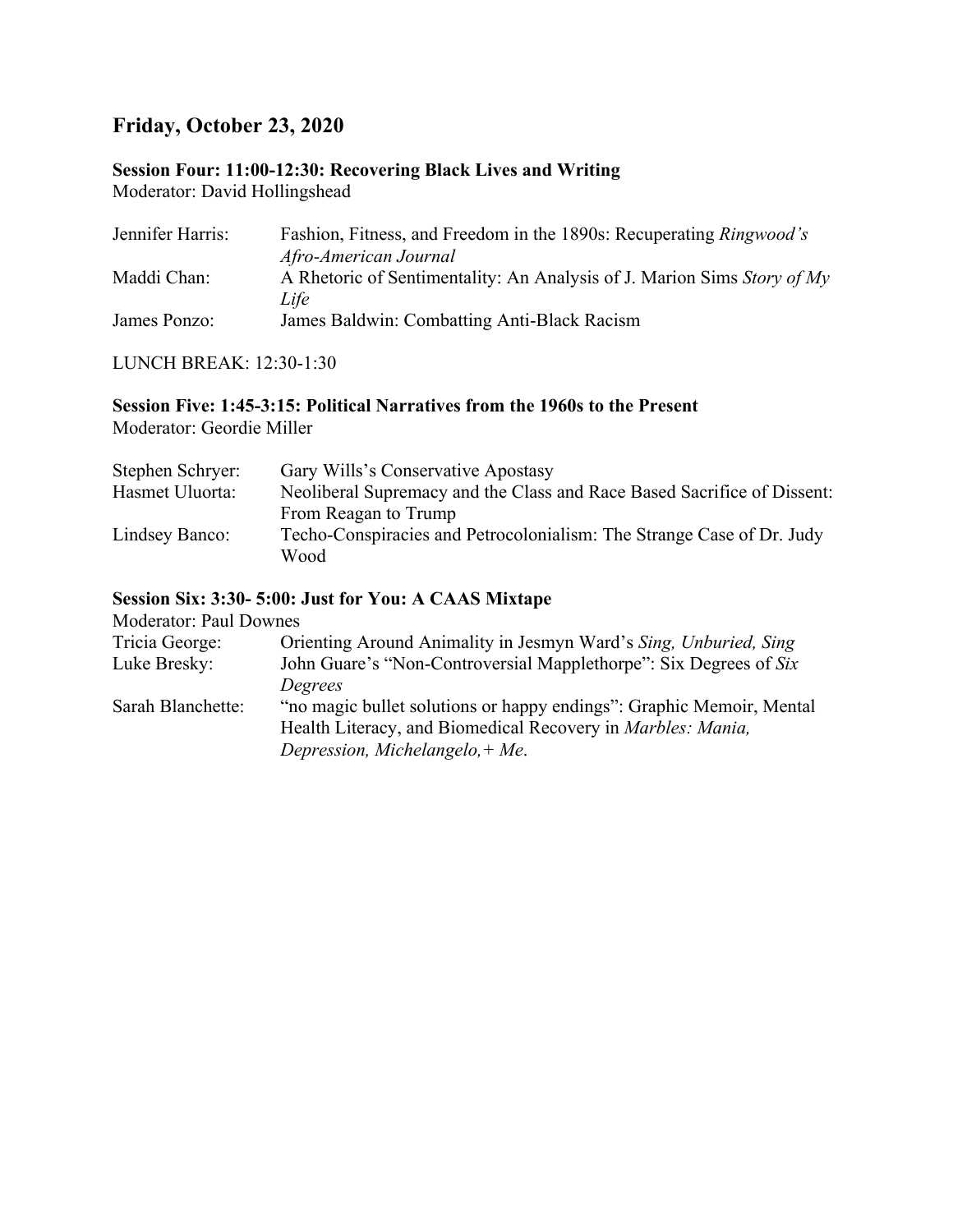## Friday, October 23, 2020

**Session Four: 11:00-12:30: Recovering Black Lives and Writing**
Moderator: David Hollingshead

| | |
|---|---|
| Jennifer Harris: | Fashion, Fitness, and Freedom in the 1890s: Recuperating *Ringwood's Afro-American Journal* |
| Maddi Chan: | A Rhetoric of Sentimentality: An Analysis of J. Marion Sims *Story of My Life* |
| James Ponzo: | James Baldwin: Combatting Anti-Black Racism |

LUNCH BREAK: 12:30-1:30

**Session Five: 1:45-3:15: Political Narratives from the 1960s to the Present**
Moderator: Geordie Miller

| | |
|---|---|
| Stephen Schryer: | Gary Wills's Conservative Apostasy |
| Hasmet Uluorta: | Neoliberal Supremacy and the Class and Race Based Sacrifice of Dissent: From Reagan to Trump |
| Lindsey Banco: | Techo-Conspiracies and Petrocolonialism: The Strange Case of Dr. Judy Wood |

**Session Six: 3:30- 5:00: Just for You: A CAAS Mixtape**
Moderator: Paul Downes

| | |
|---|---|
| Tricia George: | Orienting Around Animality in Jesmyn Ward's *Sing, Unburied, Sing* |
| Luke Bresky: | John Guare's "Non-Controversial Mapplethorpe": Six Degrees of *Six Degrees* |
| Sarah Blanchette: | "no magic bullet solutions or happy endings": Graphic Memoir, Mental Health Literacy, and Biomedical Recovery in *Marbles: Mania, Depression, Michelangelo,+ Me*. |